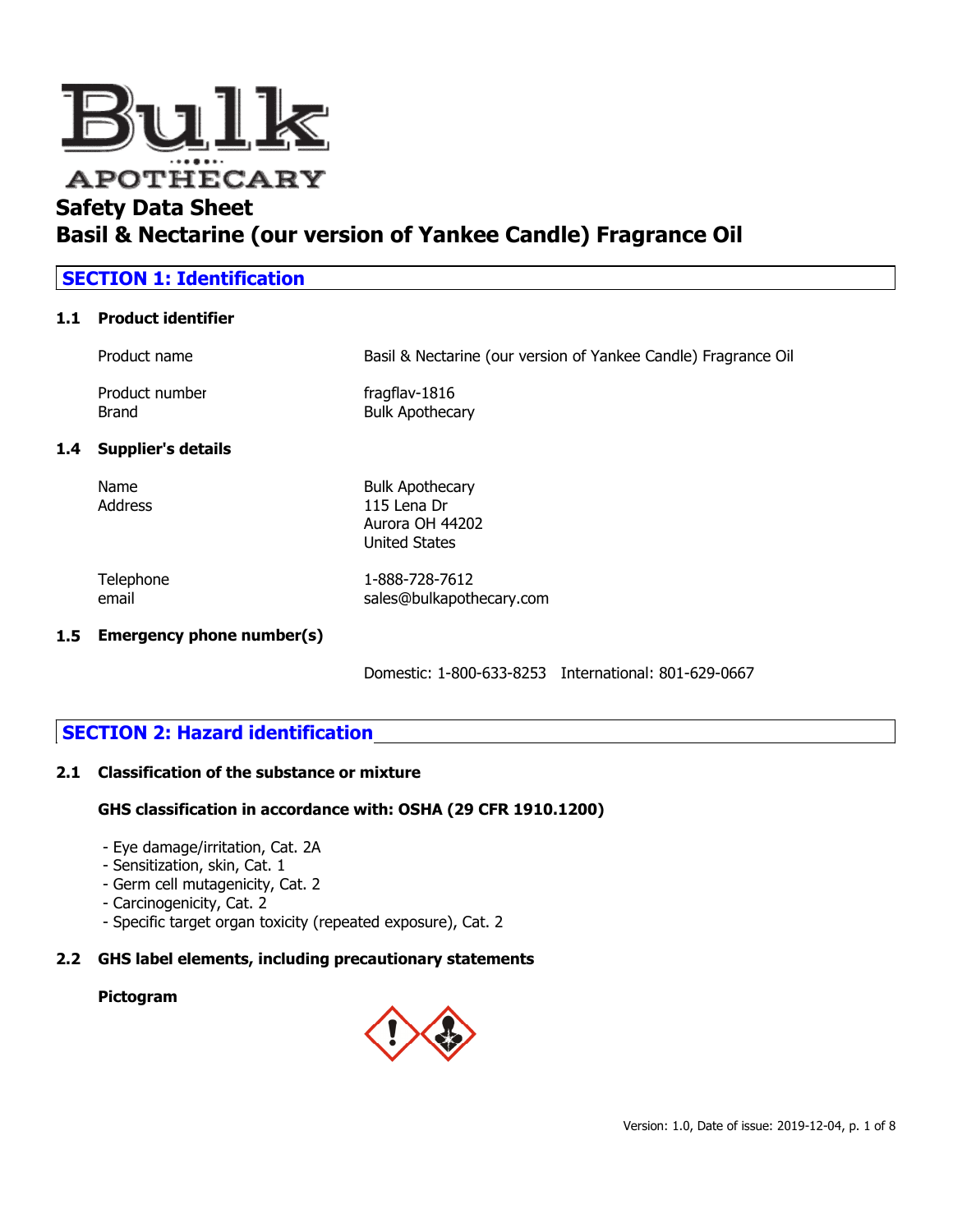# Safety Data Sheet

# Basil & Nectarine (our version of Yankee Candle) Fragrance Oil

## SECTION 1: Identification

### 1.1 Product identifier

| | |
|---|---|
| Product name | Basil & Nectarine (our version of Yankee Candle) Fragrance Oil |
| Product number | fragflav-1816 |
| Brand | Bulk Apothecary |

### 1.4 Supplier's details

| | |
|---|---|
| Name | Bulk Apothecary |
| Address | 115 Lena Dr<br>Aurora OH 44202<br>United States |
| Telephone | 1-888-728-7612 |
| email | sales@bulkapothecary.com |

### 1.5 Emergency phone number(s)

Domestic: 1-800-633-8253 International: 801-629-0667

## SECTION 2: Hazard identification

### 2.1 Classification of the substance or mixture

**GHS classification in accordance with: OSHA (29 CFR 1910.1200)**

- Eye damage/irritation, Cat. 2A
- Sensitization, skin, Cat. 1
- Germ cell mutagenicity, Cat. 2
- Carcinogenicity, Cat. 2
- Specific target organ toxicity (repeated exposure), Cat. 2

### 2.2 GHS label elements, including precautionary statements

**Pictogram**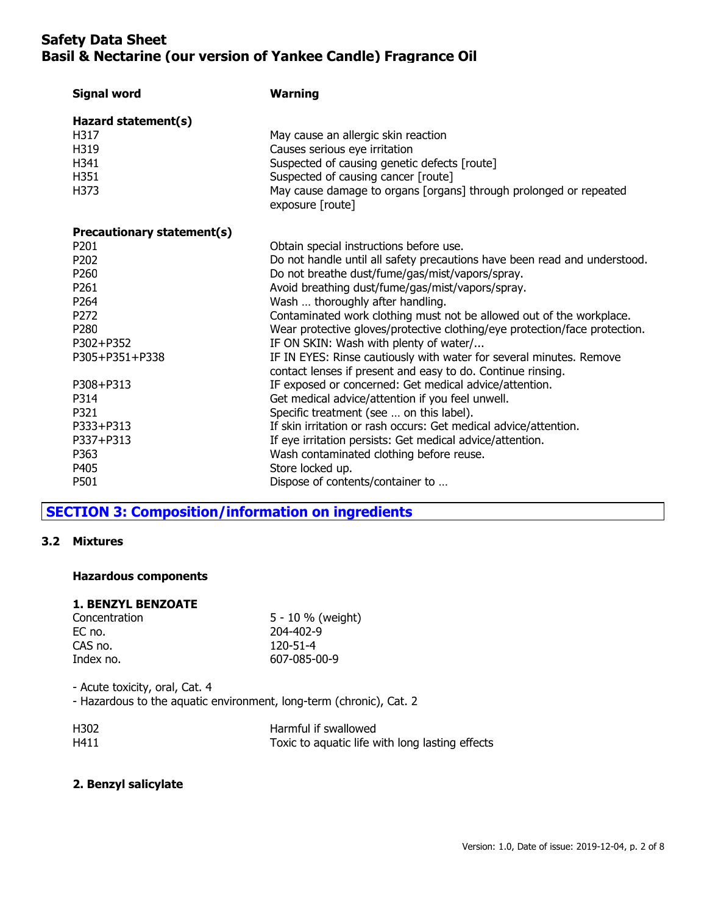| | |
|---|---|
| **Signal word** | **Warning** |

**Hazard statement(s)**

| | |
|---|---|
| H317 | May cause an allergic skin reaction |
| H319 | Causes serious eye irritation |
| H341 | Suspected of causing genetic defects [route] |
| H351 | Suspected of causing cancer [route] |
| H373 | May cause damage to organs [organs] through prolonged or repeated exposure [route] |

**Precautionary statement(s)**

| | |
|---|---|
| P201 | Obtain special instructions before use. |
| P202 | Do not handle until all safety precautions have been read and understood. |
| P260 | Do not breathe dust/fume/gas/mist/vapors/spray. |
| P261 | Avoid breathing dust/fume/gas/mist/vapors/spray. |
| P264 | Wash … thoroughly after handling. |
| P272 | Contaminated work clothing must not be allowed out of the workplace. |
| P280 | Wear protective gloves/protective clothing/eye protection/face protection. |
| P302+P352 | IF ON SKIN: Wash with plenty of water/... |
| P305+P351+P338 | IF IN EYES: Rinse cautiously with water for several minutes. Remove contact lenses if present and easy to do. Continue rinsing. |
| P308+P313 | IF exposed or concerned: Get medical advice/attention. |
| P314 | Get medical advice/attention if you feel unwell. |
| P321 | Specific treatment (see … on this label). |
| P333+P313 | If skin irritation or rash occurs: Get medical advice/attention. |
| P337+P313 | If eye irritation persists: Get medical advice/attention. |
| P363 | Wash contaminated clothing before reuse. |
| P405 | Store locked up. |
| P501 | Dispose of contents/container to … |

## SECTION 3: Composition/information on ingredients

### 3.2 Mixtures

**Hazardous components**

**1. BENZYL BENZOATE**

| | |
|---|---|
| Concentration | 5 - 10 % (weight) |
| EC no. | 204-402-9 |
| CAS no. | 120-51-4 |
| Index no. | 607-085-00-9 |

- Acute toxicity, oral, Cat. 4
- Hazardous to the aquatic environment, long-term (chronic), Cat. 2

| | |
|---|---|
| H302 | Harmful if swallowed |
| H411 | Toxic to aquatic life with long lasting effects |

**2. Benzyl salicylate**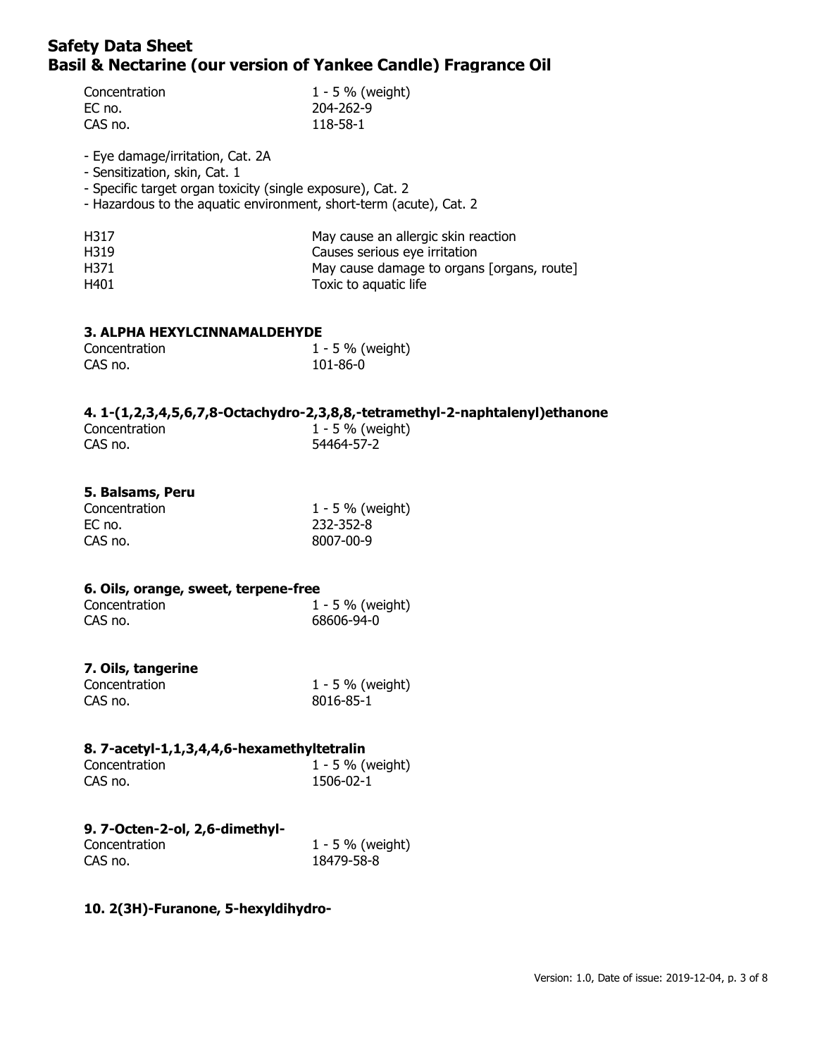| | |
|---|---|
| Concentration | 1 - 5 % (weight) |
| EC no. | 204-262-9 |
| CAS no. | 118-58-1 |

- Eye damage/irritation, Cat. 2A
- Sensitization, skin, Cat. 1
- Specific target organ toxicity (single exposure), Cat. 2
- Hazardous to the aquatic environment, short-term (acute), Cat. 2

| | |
|---|---|
| H317 | May cause an allergic skin reaction |
| H319 | Causes serious eye irritation |
| H371 | May cause damage to organs [organs, route] |
| H401 | Toxic to aquatic life |

### 3. ALPHA HEXYLCINNAMALDEHYDE

| | |
|---|---|
| Concentration | 1 - 5 % (weight) |
| CAS no. | 101-86-0 |

### 4. 1-(1,2,3,4,5,6,7,8-Octachydro-2,3,8,8,-tetramethyl-2-naphtalenyl)ethanone

| | |
|---|---|
| Concentration | 1 - 5 % (weight) |
| CAS no. | 54464-57-2 |

### 5. Balsams, Peru

| | |
|---|---|
| Concentration | 1 - 5 % (weight) |
| EC no. | 232-352-8 |
| CAS no. | 8007-00-9 |

### 6. Oils, orange, sweet, terpene-free

| | |
|---|---|
| Concentration | 1 - 5 % (weight) |
| CAS no. | 68606-94-0 |

### 7. Oils, tangerine

| | |
|---|---|
| Concentration | 1 - 5 % (weight) |
| CAS no. | 8016-85-1 |

### 8. 7-acetyl-1,1,3,4,4,6-hexamethyltetralin

| | |
|---|---|
| Concentration | 1 - 5 % (weight) |
| CAS no. | 1506-02-1 |

### 9. 7-Octen-2-ol, 2,6-dimethyl-

| | |
|---|---|
| Concentration | 1 - 5 % (weight) |
| CAS no. | 18479-58-8 |

### 10. 2(3H)-Furanone, 5-hexyldihydro-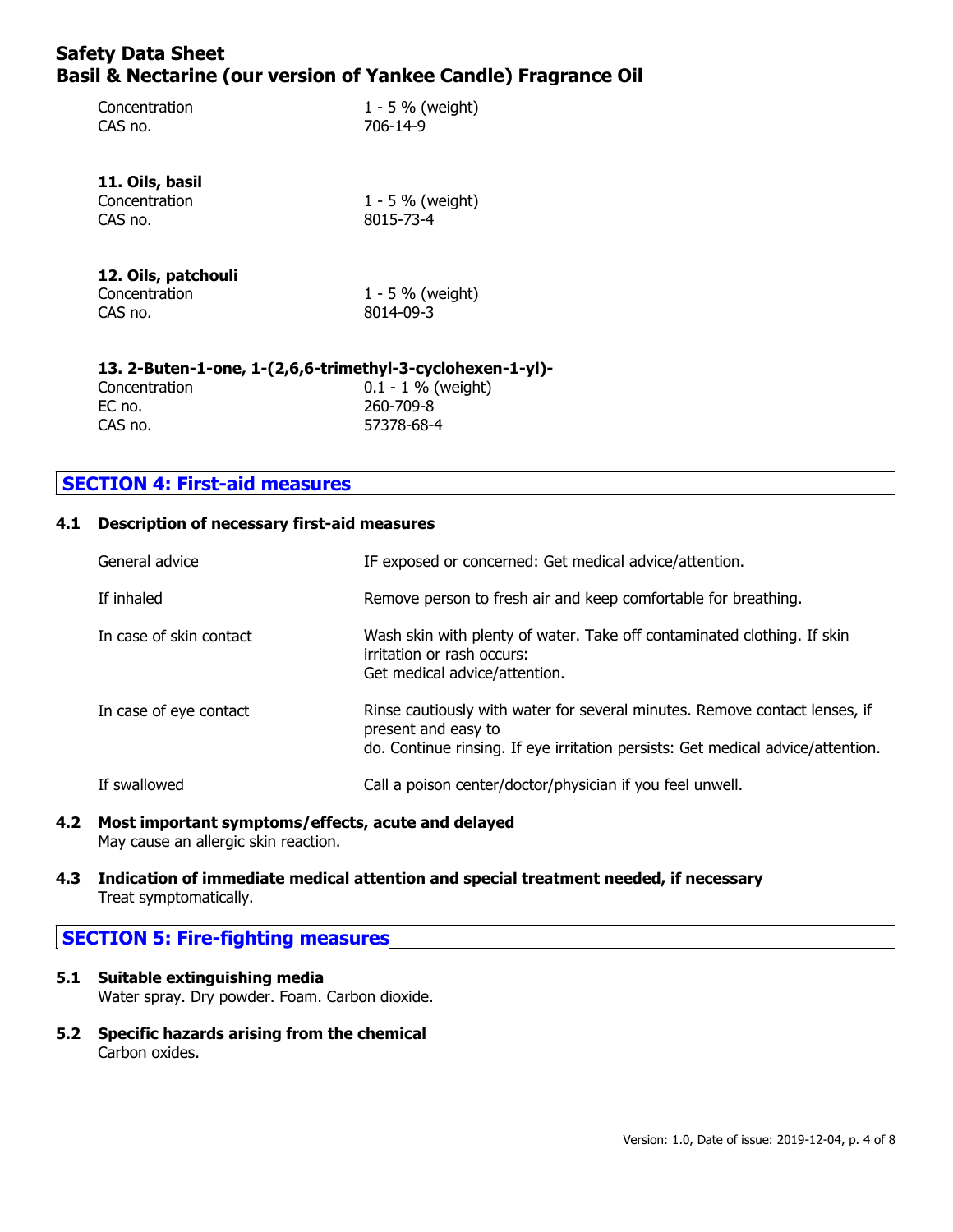| | |
|---|---|
| Concentration | 1 - 5 % (weight) |
| CAS no. | 706-14-9 |

**11. Oils, basil**

| | |
|---|---|
| Concentration | 1 - 5 % (weight) |
| CAS no. | 8015-73-4 |

**12. Oils, patchouli**

| | |
|---|---|
| Concentration | 1 - 5 % (weight) |
| CAS no. | 8014-09-3 |

**13. 2-Buten-1-one, 1-(2,6,6-trimethyl-3-cyclohexen-1-yl)-**

| | |
|---|---|
| Concentration | 0.1 - 1 % (weight) |
| EC no. | 260-709-8 |
| CAS no. | 57378-68-4 |

## SECTION 4: First-aid measures

### 4.1 Description of necessary first-aid measures

| | |
|---|---|
| General advice | IF exposed or concerned: Get medical advice/attention. |
| If inhaled | Remove person to fresh air and keep comfortable for breathing. |
| In case of skin contact | Wash skin with plenty of water. Take off contaminated clothing. If skin irritation or rash occurs: Get medical advice/attention. |
| In case of eye contact | Rinse cautiously with water for several minutes. Remove contact lenses, if present and easy to do. Continue rinsing. If eye irritation persists: Get medical advice/attention. |
| If swallowed | Call a poison center/doctor/physician if you feel unwell. |

### 4.2 Most important symptoms/effects, acute and delayed

May cause an allergic skin reaction.

### 4.3 Indication of immediate medical attention and special treatment needed, if necessary

Treat symptomatically.

## SECTION 5: Fire-fighting measures

### 5.1 Suitable extinguishing media

Water spray. Dry powder. Foam. Carbon dioxide.

### 5.2 Specific hazards arising from the chemical

Carbon oxides.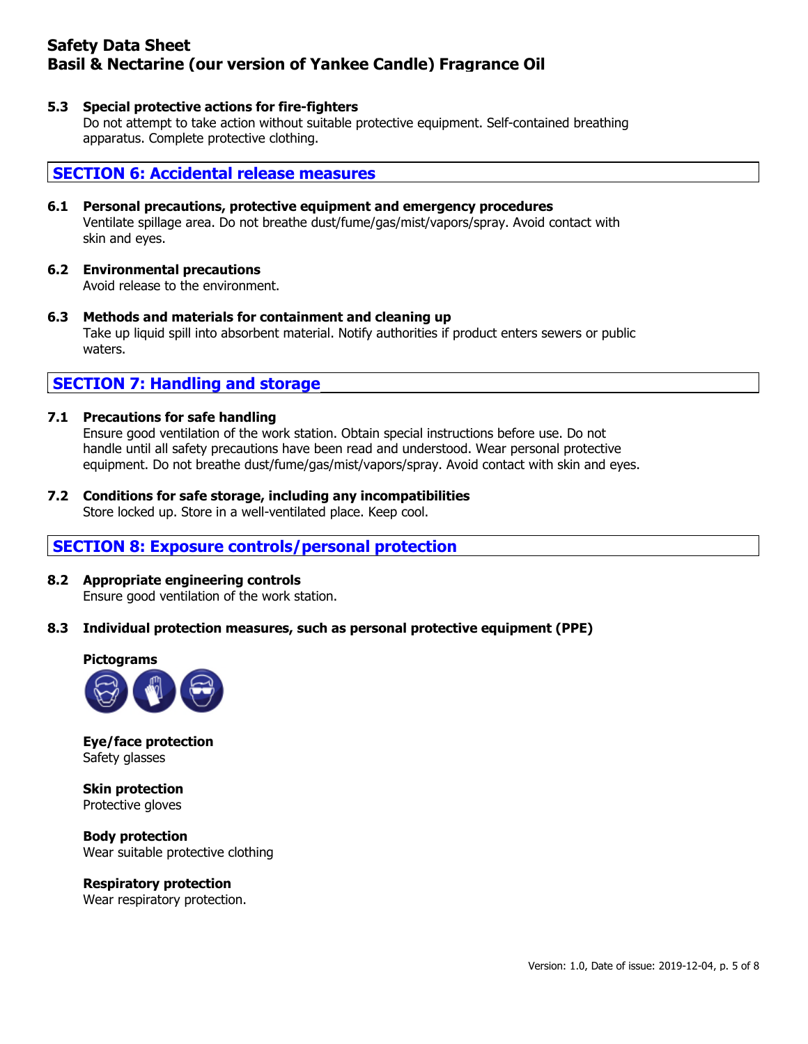#### 5.3 Special protective actions for fire-fighters

Do not attempt to take action without suitable protective equipment. Self-contained breathing apparatus. Complete protective clothing.

## SECTION 6: Accidental release measures

#### 6.1 Personal precautions, protective equipment and emergency procedures

Ventilate spillage area. Do not breathe dust/fume/gas/mist/vapors/spray. Avoid contact with skin and eyes.

#### 6.2 Environmental precautions

Avoid release to the environment.

#### 6.3 Methods and materials for containment and cleaning up

Take up liquid spill into absorbent material. Notify authorities if product enters sewers or public waters.

## SECTION 7: Handling and storage

#### 7.1 Precautions for safe handling

Ensure good ventilation of the work station. Obtain special instructions before use. Do not handle until all safety precautions have been read and understood. Wear personal protective equipment. Do not breathe dust/fume/gas/mist/vapors/spray. Avoid contact with skin and eyes.

#### 7.2 Conditions for safe storage, including any incompatibilities

Store locked up. Store in a well-ventilated place. Keep cool.

## SECTION 8: Exposure controls/personal protection

#### 8.2 Appropriate engineering controls

Ensure good ventilation of the work station.

#### 8.3 Individual protection measures, such as personal protective equipment (PPE)

**Pictograms**

**Eye/face protection**
Safety glasses

**Skin protection**
Protective gloves

**Body protection**
Wear suitable protective clothing

**Respiratory protection**
Wear respiratory protection.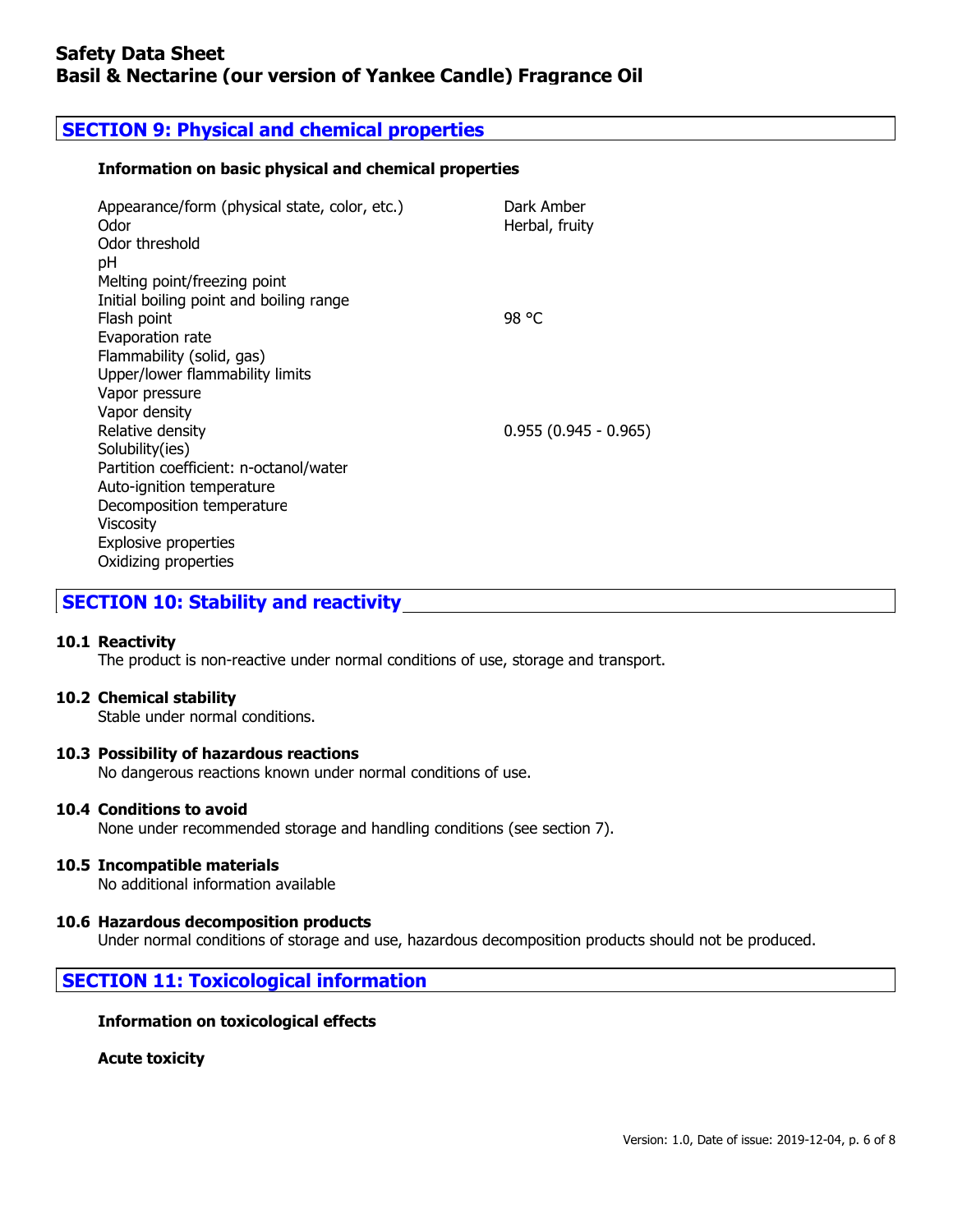## SECTION 9: Physical and chemical properties

**Information on basic physical and chemical properties**

| Property | Value |
|---|---|
| Appearance/form (physical state, color, etc.) | Dark Amber |
| Odor | Herbal, fruity |
| Odor threshold | |
| pH | |
| Melting point/freezing point | |
| Initial boiling point and boiling range | |
| Flash point | 98 °C |
| Evaporation rate | |
| Flammability (solid, gas) | |
| Upper/lower flammability limits | |
| Vapor pressure | |
| Vapor density | |
| Relative density | 0.955 (0.945 - 0.965) |
| Solubility(ies) | |
| Partition coefficient: n-octanol/water | |
| Auto-ignition temperature | |
| Decomposition temperature | |
| Viscosity | |
| Explosive properties | |
| Oxidizing properties | |

## SECTION 10: Stability and reactivity

**10.1 Reactivity**

The product is non-reactive under normal conditions of use, storage and transport.

**10.2 Chemical stability**

Stable under normal conditions.

**10.3 Possibility of hazardous reactions**

No dangerous reactions known under normal conditions of use.

**10.4 Conditions to avoid**

None under recommended storage and handling conditions (see section 7).

**10.5 Incompatible materials**

No additional information available

**10.6 Hazardous decomposition products**

Under normal conditions of storage and use, hazardous decomposition products should not be produced.

## SECTION 11: Toxicological information

**Information on toxicological effects**

**Acute toxicity**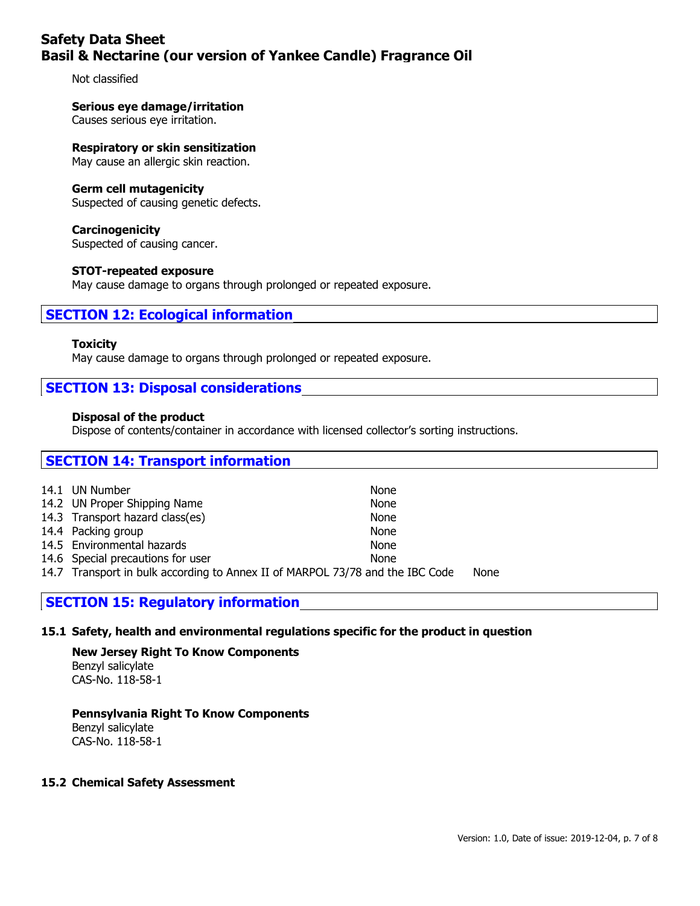Not classified

**Serious eye damage/irritation**
Causes serious eye irritation.

**Respiratory or skin sensitization**
May cause an allergic skin reaction.

**Germ cell mutagenicity**
Suspected of causing genetic defects.

**Carcinogenicity**
Suspected of causing cancer.

**STOT-repeated exposure**
May cause damage to organs through prolonged or repeated exposure.

## SECTION 12: Ecological information

**Toxicity**
May cause damage to organs through prolonged or repeated exposure.

## SECTION 13: Disposal considerations

**Disposal of the product**
Dispose of contents/container in accordance with licensed collector's sorting instructions.

## SECTION 14: Transport information

| | | |
|---|---|---|
| 14.1 | UN Number | None |
| 14.2 | UN Proper Shipping Name | None |
| 14.3 | Transport hazard class(es) | None |
| 14.4 | Packing group | None |
| 14.5 | Environmental hazards | None |
| 14.6 | Special precautions for user | None |
| 14.7 | Transport in bulk according to Annex II of MARPOL 73/78 and the IBC Code | None |

## SECTION 15: Regulatory information

### 15.1 Safety, health and environmental regulations specific for the product in question

**New Jersey Right To Know Components**
Benzyl salicylate
CAS-No. 118-58-1

**Pennsylvania Right To Know Components**
Benzyl salicylate
CAS-No. 118-58-1

### 15.2 Chemical Safety Assessment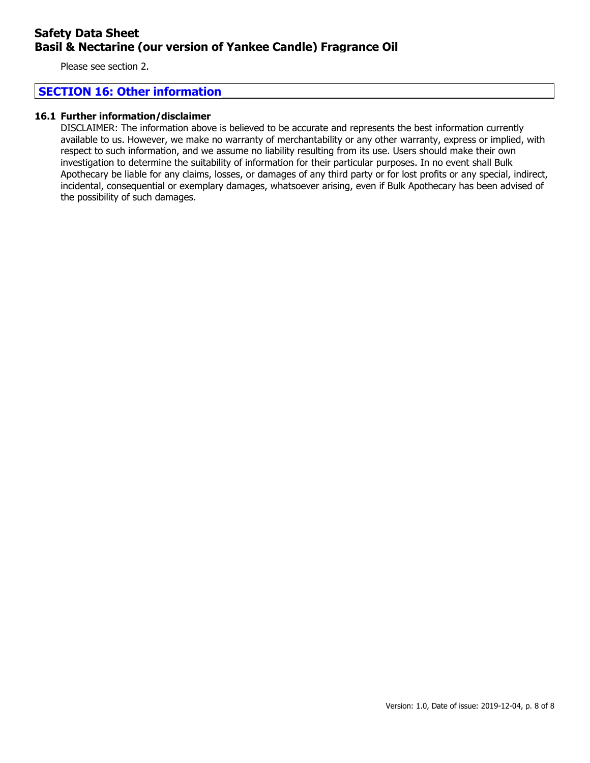Please see section 2.

## SECTION 16: Other information

### 16.1 Further information/disclaimer

DISCLAIMER: The information above is believed to be accurate and represents the best information currently available to us. However, we make no warranty of merchantability or any other warranty, express or implied, with respect to such information, and we assume no liability resulting from its use. Users should make their own investigation to determine the suitability of information for their particular purposes. In no event shall Bulk Apothecary be liable for any claims, losses, or damages of any third party or for lost profits or any special, indirect, incidental, consequential or exemplary damages, whatsoever arising, even if Bulk Apothecary has been advised of the possibility of such damages.